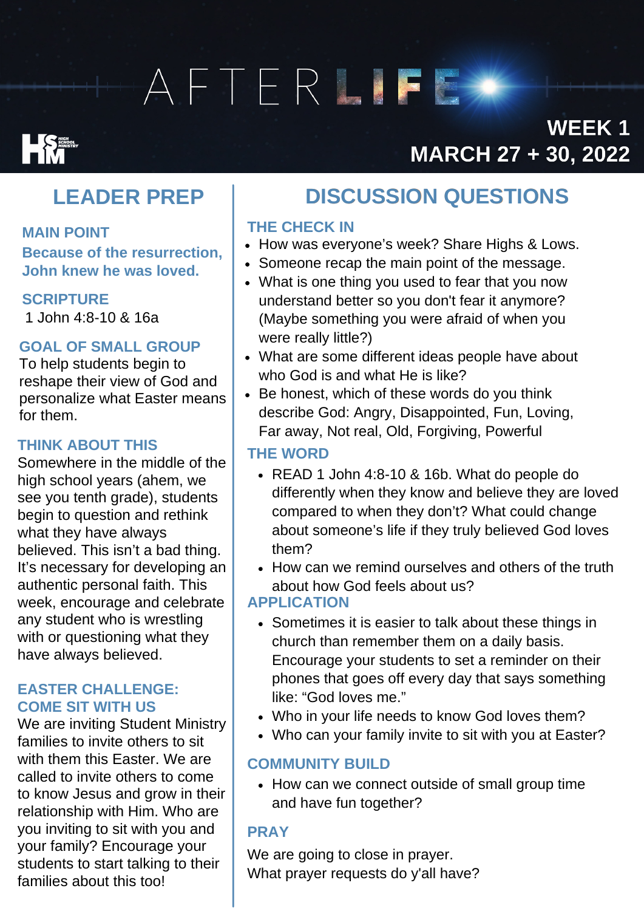# AFTERLIFE

HSM

## WEEK 1
## MARCH 27 + 30, 2022

## LEADER PREP

### MAIN POINT

**Because of the resurrection, John knew he was loved.**

### SCRIPTURE

1 John 4:8-10 & 16a

### GOAL OF SMALL GROUP

To help students begin to reshape their view of God and personalize what Easter means for them.

### THINK ABOUT THIS

Somewhere in the middle of the high school years (ahem, we see you tenth grade), students begin to question and rethink what they have always believed. This isn't a bad thing. It's necessary for developing an authentic personal faith. This week, encourage and celebrate any student who is wrestling with or questioning what they have always believed.

### EASTER CHALLENGE: COME SIT WITH US

We are inviting Student Ministry families to invite others to sit with them this Easter. We are called to invite others to come to know Jesus and grow in their relationship with Him. Who are you inviting to sit with you and your family? Encourage your students to start talking to their families about this too!

## DISCUSSION QUESTIONS

### THE CHECK IN

- How was everyone's week? Share Highs & Lows.
- Someone recap the main point of the message.
- What is one thing you used to fear that you now understand better so you don't fear it anymore? (Maybe something you were afraid of when you were really little?)
- What are some different ideas people have about who God is and what He is like?
- Be honest, which of these words do you think describe God: Angry, Disappointed, Fun, Loving, Far away, Not real, Old, Forgiving, Powerful

### THE WORD

- READ 1 John 4:8-10 & 16b. What do people do differently when they know and believe they are loved compared to when they don't? What could change about someone's life if they truly believed God loves them?
- How can we remind ourselves and others of the truth about how God feels about us?

### APPLICATION

- Sometimes it is easier to talk about these things in church than remember them on a daily basis. Encourage your students to set a reminder on their phones that goes off every day that says something like: "God loves me."
- Who in your life needs to know God loves them?
- Who can your family invite to sit with you at Easter?

### COMMUNITY BUILD

- How can we connect outside of small group time and have fun together?

### PRAY

We are going to close in prayer.
What prayer requests do y'all have?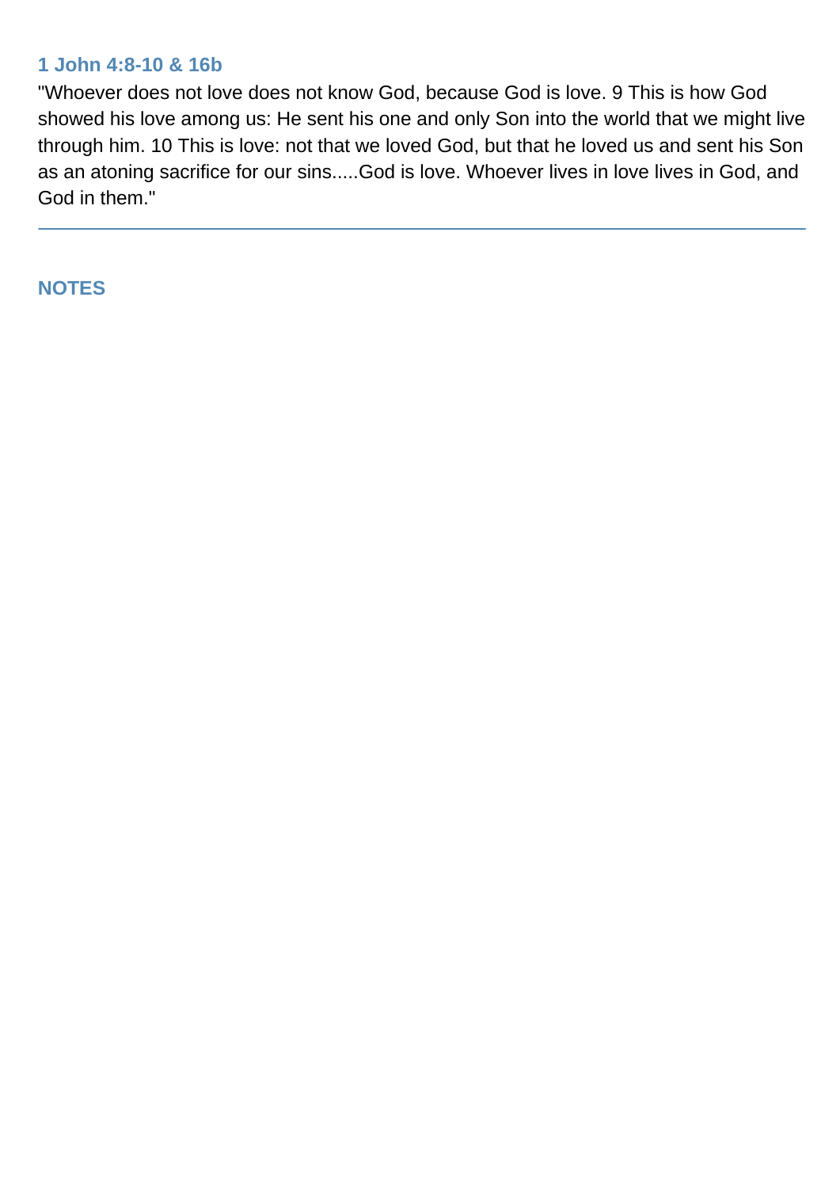### 1 John 4:8-10 & 16b

"Whoever does not love does not know God, because God is love. 9 This is how God showed his love among us: He sent his one and only Son into the world that we might live through him. 10 This is love: not that we loved God, but that he loved us and sent his Son as an atoning sacrifice for our sins.....God is love. Whoever lives in love lives in God, and God in them."

---

### NOTES